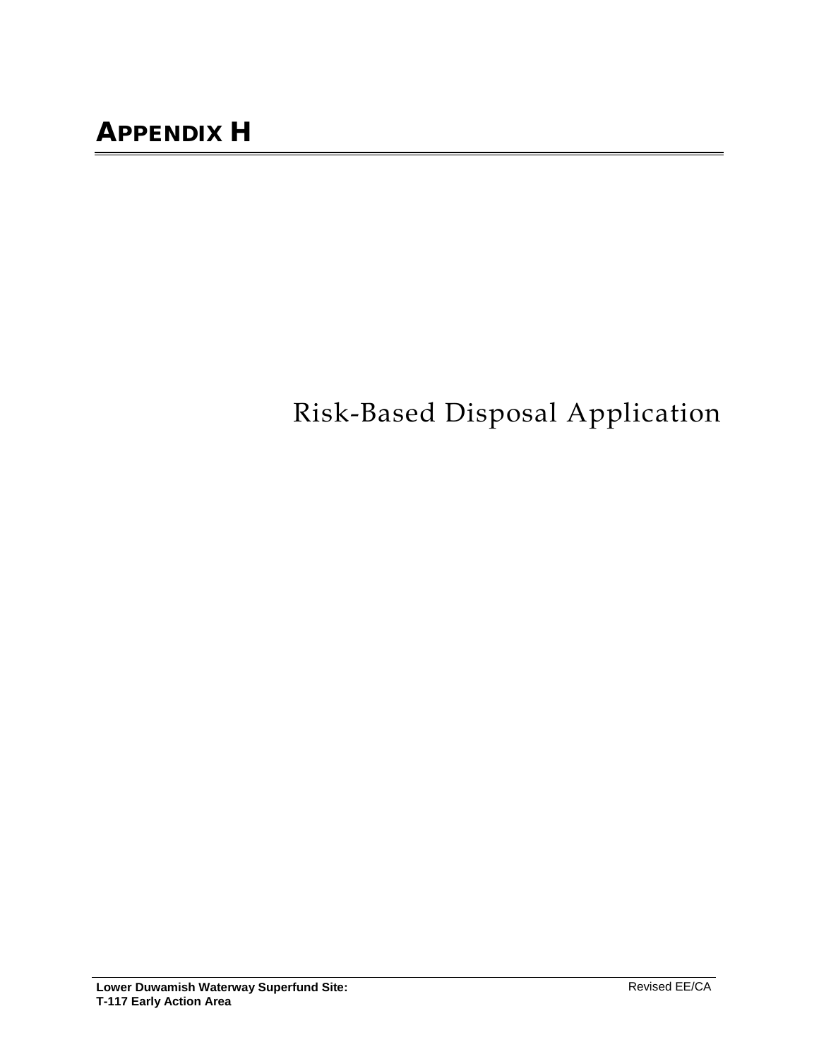# APPENDIX H

Risk-Based Disposal Application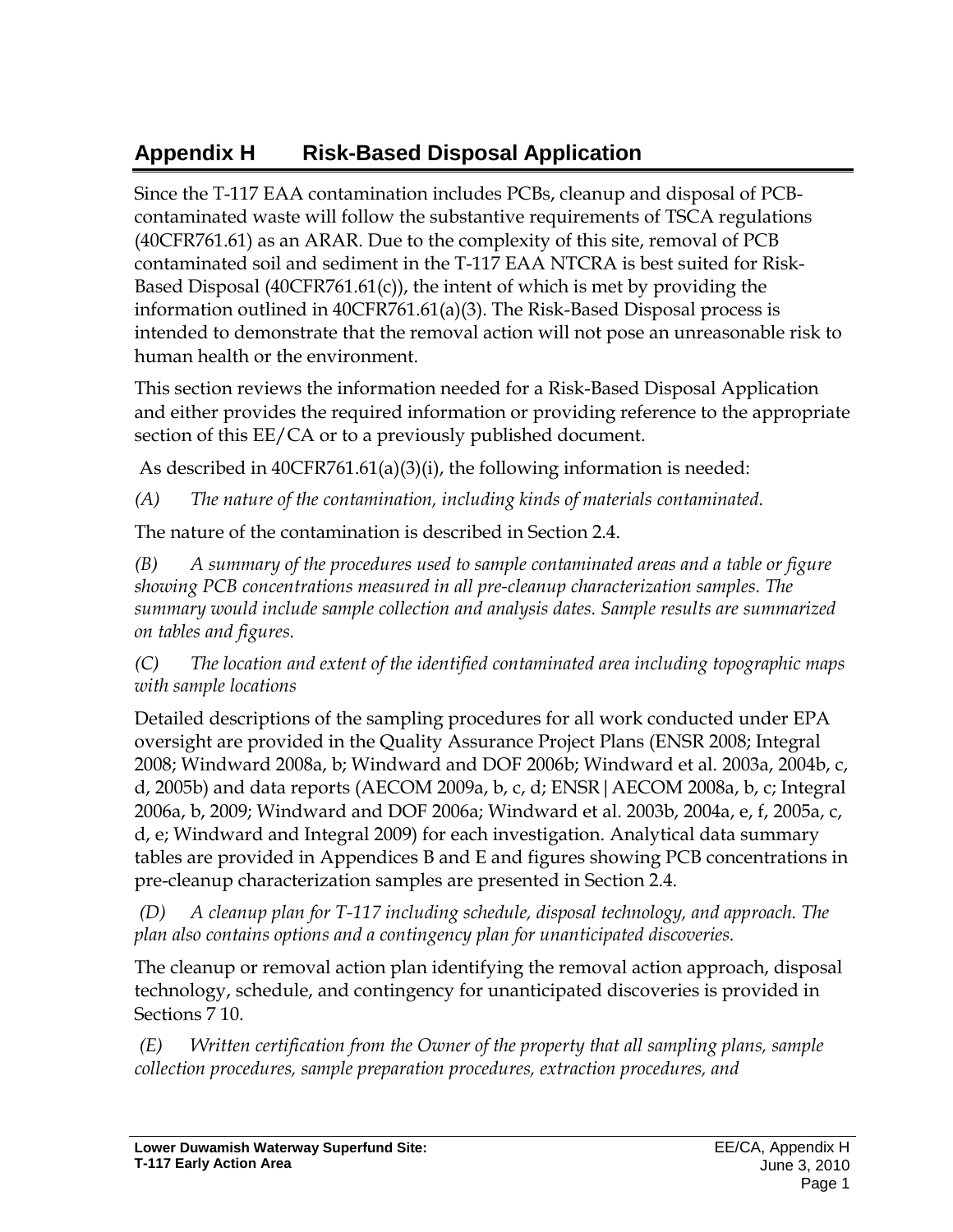# Appendix H Risk-Based Disposal Application

Since the T-117 EAA contamination includes PCBs, cleanup and disposal of PCB-contaminated waste will follow the substantive requirements of TSCA regulations (40CFR761.61) as an ARAR. Due to the complexity of this site, removal of PCB contaminated soil and sediment in the T-117 EAA NTCRA is best suited for Risk-Based Disposal (40CFR761.61(c)), the intent of which is met by providing the information outlined in 40CFR761.61(a)(3). The Risk-Based Disposal process is intended to demonstrate that the removal action will not pose an unreasonable risk to human health or the environment.

This section reviews the information needed for a Risk-Based Disposal Application and either provides the required information or providing reference to the appropriate section of this EE/CA or to a previously published document.

As described in 40CFR761.61(a)(3)(i), the following information is needed:

*(A) The nature of the contamination, including kinds of materials contaminated.*

The nature of the contamination is described in Section 2.4.

*(B) A summary of the procedures used to sample contaminated areas and a table or figure showing PCB concentrations measured in all pre-cleanup characterization samples. The summary would include sample collection and analysis dates. Sample results are summarized on tables and figures.*

*(C) The location and extent of the identified contaminated area including topographic maps with sample locations*

Detailed descriptions of the sampling procedures for all work conducted under EPA oversight are provided in the Quality Assurance Project Plans (ENSR 2008; Integral 2008; Windward 2008a, b; Windward and DOF 2006b; Windward et al. 2003a, 2004b, c, d, 2005b) and data reports (AECOM 2009a, b, c, d; ENSR|AECOM 2008a, b, c; Integral 2006a, b, 2009; Windward and DOF 2006a; Windward et al. 2003b, 2004a, e, f, 2005a, c, d, e; Windward and Integral 2009) for each investigation. Analytical data summary tables are provided in Appendices B and E and figures showing PCB concentrations in pre-cleanup characterization samples are presented in Section 2.4.

*(D) A cleanup plan for T-117 including schedule, disposal technology, and approach. The plan also contains options and a contingency plan for unanticipated discoveries.*

The cleanup or removal action plan identifying the removal action approach, disposal technology, schedule, and contingency for unanticipated discoveries is provided in Sections 7 10.

*(E) Written certification from the Owner of the property that all sampling plans, sample collection procedures, sample preparation procedures, extraction procedures, and*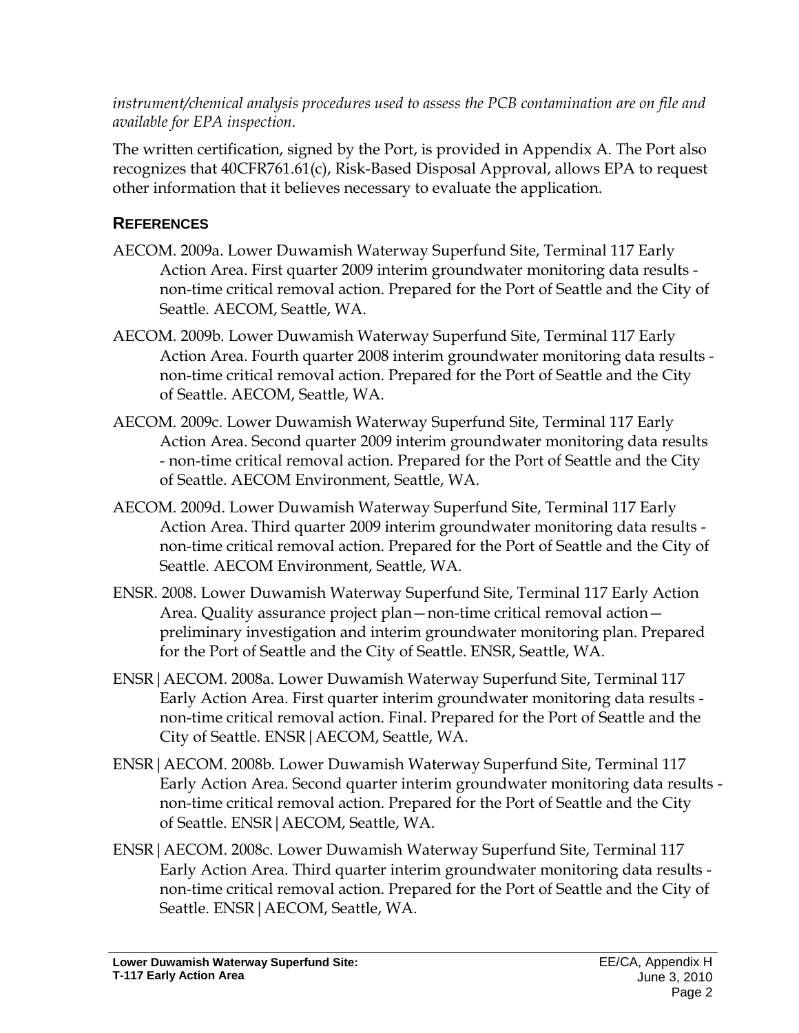*instrument/chemical analysis procedures used to assess the PCB contamination are on file and available for EPA inspection.*

The written certification, signed by the Port, is provided in Appendix A. The Port also recognizes that 40CFR761.61(c), Risk-Based Disposal Approval, allows EPA to request other information that it believes necessary to evaluate the application.

## REFERENCES

AECOM. 2009a. Lower Duwamish Waterway Superfund Site, Terminal 117 Early Action Area. First quarter 2009 interim groundwater monitoring data results - non-time critical removal action. Prepared for the Port of Seattle and the City of Seattle. AECOM, Seattle, WA.

AECOM. 2009b. Lower Duwamish Waterway Superfund Site, Terminal 117 Early Action Area. Fourth quarter 2008 interim groundwater monitoring data results - non-time critical removal action. Prepared for the Port of Seattle and the City of Seattle. AECOM, Seattle, WA.

AECOM. 2009c. Lower Duwamish Waterway Superfund Site, Terminal 117 Early Action Area. Second quarter 2009 interim groundwater monitoring data results - non-time critical removal action. Prepared for the Port of Seattle and the City of Seattle. AECOM Environment, Seattle, WA.

AECOM. 2009d. Lower Duwamish Waterway Superfund Site, Terminal 117 Early Action Area. Third quarter 2009 interim groundwater monitoring data results - non-time critical removal action. Prepared for the Port of Seattle and the City of Seattle. AECOM Environment, Seattle, WA.

ENSR. 2008. Lower Duwamish Waterway Superfund Site, Terminal 117 Early Action Area. Quality assurance project plan—non-time critical removal action—preliminary investigation and interim groundwater monitoring plan. Prepared for the Port of Seattle and the City of Seattle. ENSR, Seattle, WA.

ENSR|AECOM. 2008a. Lower Duwamish Waterway Superfund Site, Terminal 117 Early Action Area. First quarter interim groundwater monitoring data results - non-time critical removal action. Final. Prepared for the Port of Seattle and the City of Seattle. ENSR|AECOM, Seattle, WA.

ENSR|AECOM. 2008b. Lower Duwamish Waterway Superfund Site, Terminal 117 Early Action Area. Second quarter interim groundwater monitoring data results - non-time critical removal action. Prepared for the Port of Seattle and the City of Seattle. ENSR|AECOM, Seattle, WA.

ENSR|AECOM. 2008c. Lower Duwamish Waterway Superfund Site, Terminal 117 Early Action Area. Third quarter interim groundwater monitoring data results - non-time critical removal action. Prepared for the Port of Seattle and the City of Seattle. ENSR|AECOM, Seattle, WA.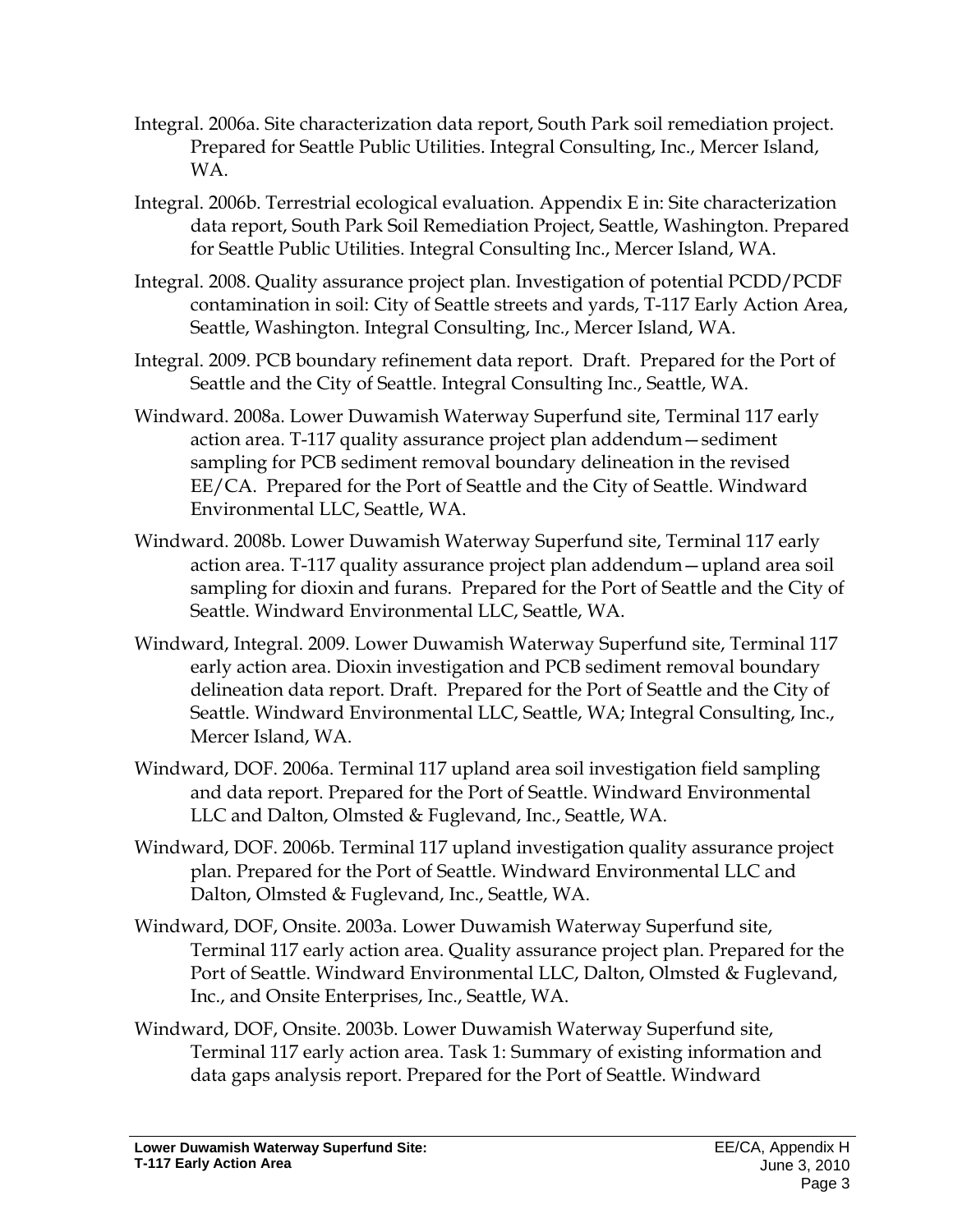Integral. 2006a. Site characterization data report, South Park soil remediation project. Prepared for Seattle Public Utilities. Integral Consulting, Inc., Mercer Island, WA.

Integral. 2006b. Terrestrial ecological evaluation. Appendix E in: Site characterization data report, South Park Soil Remediation Project, Seattle, Washington. Prepared for Seattle Public Utilities. Integral Consulting Inc., Mercer Island, WA.

Integral. 2008. Quality assurance project plan. Investigation of potential PCDD/PCDF contamination in soil: City of Seattle streets and yards, T-117 Early Action Area, Seattle, Washington. Integral Consulting, Inc., Mercer Island, WA.

Integral. 2009. PCB boundary refinement data report. Draft. Prepared for the Port of Seattle and the City of Seattle. Integral Consulting Inc., Seattle, WA.

Windward. 2008a. Lower Duwamish Waterway Superfund site, Terminal 117 early action area. T-117 quality assurance project plan addendum—sediment sampling for PCB sediment removal boundary delineation in the revised EE/CA. Prepared for the Port of Seattle and the City of Seattle. Windward Environmental LLC, Seattle, WA.

Windward. 2008b. Lower Duwamish Waterway Superfund site, Terminal 117 early action area. T-117 quality assurance project plan addendum—upland area soil sampling for dioxin and furans. Prepared for the Port of Seattle and the City of Seattle. Windward Environmental LLC, Seattle, WA.

Windward, Integral. 2009. Lower Duwamish Waterway Superfund site, Terminal 117 early action area. Dioxin investigation and PCB sediment removal boundary delineation data report. Draft. Prepared for the Port of Seattle and the City of Seattle. Windward Environmental LLC, Seattle, WA; Integral Consulting, Inc., Mercer Island, WA.

Windward, DOF. 2006a. Terminal 117 upland area soil investigation field sampling and data report. Prepared for the Port of Seattle. Windward Environmental LLC and Dalton, Olmsted & Fuglevand, Inc., Seattle, WA.

Windward, DOF. 2006b. Terminal 117 upland investigation quality assurance project plan. Prepared for the Port of Seattle. Windward Environmental LLC and Dalton, Olmsted & Fuglevand, Inc., Seattle, WA.

Windward, DOF, Onsite. 2003a. Lower Duwamish Waterway Superfund site, Terminal 117 early action area. Quality assurance project plan. Prepared for the Port of Seattle. Windward Environmental LLC, Dalton, Olmsted & Fuglevand, Inc., and Onsite Enterprises, Inc., Seattle, WA.

Windward, DOF, Onsite. 2003b. Lower Duwamish Waterway Superfund site, Terminal 117 early action area. Task 1: Summary of existing information and data gaps analysis report. Prepared for the Port of Seattle. Windward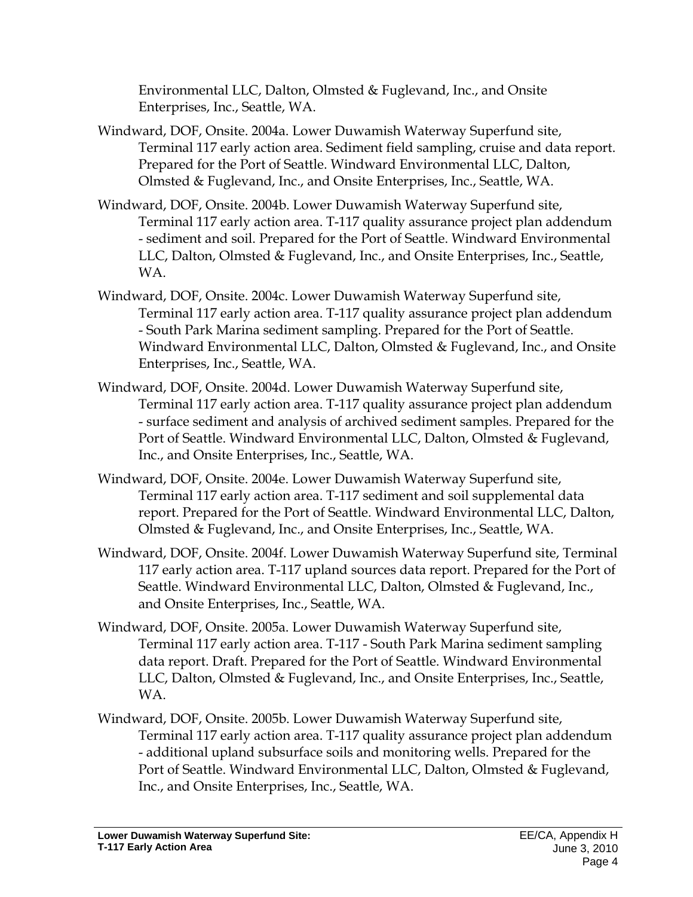Environmental LLC, Dalton, Olmsted & Fuglevand, Inc., and Onsite Enterprises, Inc., Seattle, WA.

Windward, DOF, Onsite. 2004a. Lower Duwamish Waterway Superfund site, Terminal 117 early action area. Sediment field sampling, cruise and data report. Prepared for the Port of Seattle. Windward Environmental LLC, Dalton, Olmsted & Fuglevand, Inc., and Onsite Enterprises, Inc., Seattle, WA.

Windward, DOF, Onsite. 2004b. Lower Duwamish Waterway Superfund site, Terminal 117 early action area. T-117 quality assurance project plan addendum - sediment and soil. Prepared for the Port of Seattle. Windward Environmental LLC, Dalton, Olmsted & Fuglevand, Inc., and Onsite Enterprises, Inc., Seattle, WA.

Windward, DOF, Onsite. 2004c. Lower Duwamish Waterway Superfund site, Terminal 117 early action area. T-117 quality assurance project plan addendum - South Park Marina sediment sampling. Prepared for the Port of Seattle. Windward Environmental LLC, Dalton, Olmsted & Fuglevand, Inc., and Onsite Enterprises, Inc., Seattle, WA.

Windward, DOF, Onsite. 2004d. Lower Duwamish Waterway Superfund site, Terminal 117 early action area. T-117 quality assurance project plan addendum - surface sediment and analysis of archived sediment samples. Prepared for the Port of Seattle. Windward Environmental LLC, Dalton, Olmsted & Fuglevand, Inc., and Onsite Enterprises, Inc., Seattle, WA.

Windward, DOF, Onsite. 2004e. Lower Duwamish Waterway Superfund site, Terminal 117 early action area. T-117 sediment and soil supplemental data report. Prepared for the Port of Seattle. Windward Environmental LLC, Dalton, Olmsted & Fuglevand, Inc., and Onsite Enterprises, Inc., Seattle, WA.

Windward, DOF, Onsite. 2004f. Lower Duwamish Waterway Superfund site, Terminal 117 early action area. T-117 upland sources data report. Prepared for the Port of Seattle. Windward Environmental LLC, Dalton, Olmsted & Fuglevand, Inc., and Onsite Enterprises, Inc., Seattle, WA.

Windward, DOF, Onsite. 2005a. Lower Duwamish Waterway Superfund site, Terminal 117 early action area. T-117 - South Park Marina sediment sampling data report. Draft. Prepared for the Port of Seattle. Windward Environmental LLC, Dalton, Olmsted & Fuglevand, Inc., and Onsite Enterprises, Inc., Seattle, WA.

Windward, DOF, Onsite. 2005b. Lower Duwamish Waterway Superfund site, Terminal 117 early action area. T-117 quality assurance project plan addendum - additional upland subsurface soils and monitoring wells. Prepared for the Port of Seattle. Windward Environmental LLC, Dalton, Olmsted & Fuglevand, Inc., and Onsite Enterprises, Inc., Seattle, WA.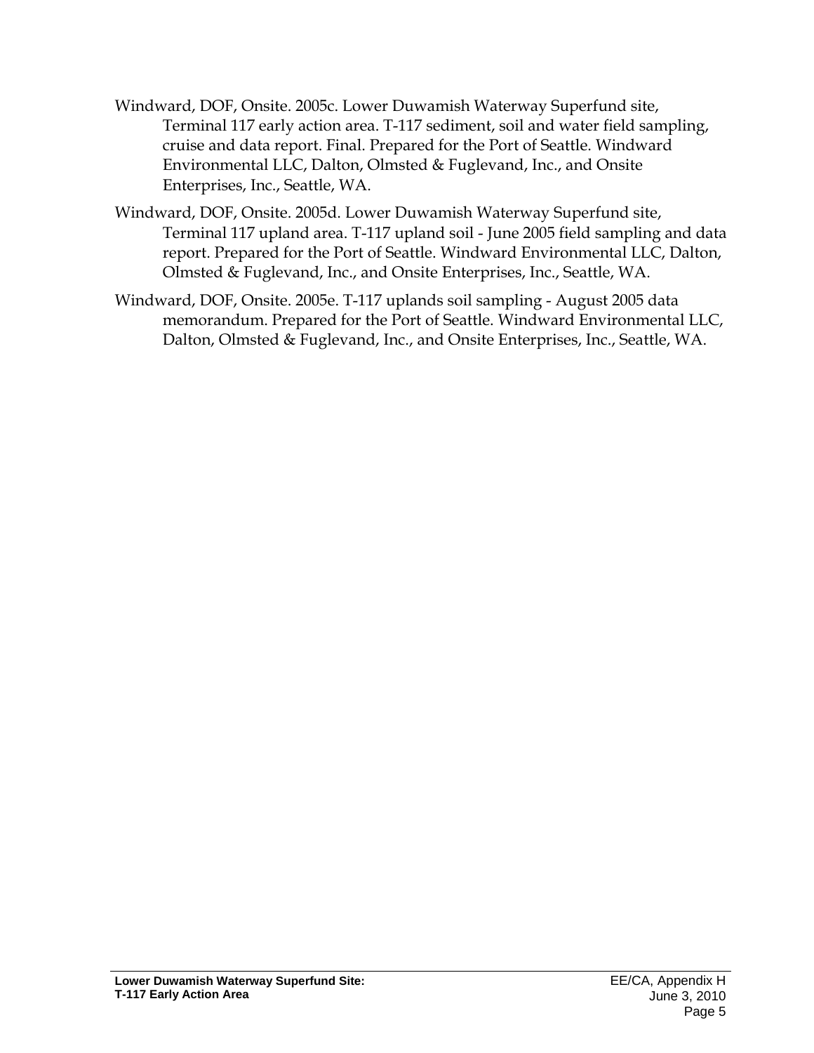Windward, DOF, Onsite. 2005c. Lower Duwamish Waterway Superfund site, Terminal 117 early action area. T-117 sediment, soil and water field sampling, cruise and data report. Final. Prepared for the Port of Seattle. Windward Environmental LLC, Dalton, Olmsted & Fuglevand, Inc., and Onsite Enterprises, Inc., Seattle, WA.

Windward, DOF, Onsite. 2005d. Lower Duwamish Waterway Superfund site, Terminal 117 upland area. T-117 upland soil - June 2005 field sampling and data report. Prepared for the Port of Seattle. Windward Environmental LLC, Dalton, Olmsted & Fuglevand, Inc., and Onsite Enterprises, Inc., Seattle, WA.

Windward, DOF, Onsite. 2005e. T-117 uplands soil sampling - August 2005 data memorandum. Prepared for the Port of Seattle. Windward Environmental LLC, Dalton, Olmsted & Fuglevand, Inc., and Onsite Enterprises, Inc., Seattle, WA.